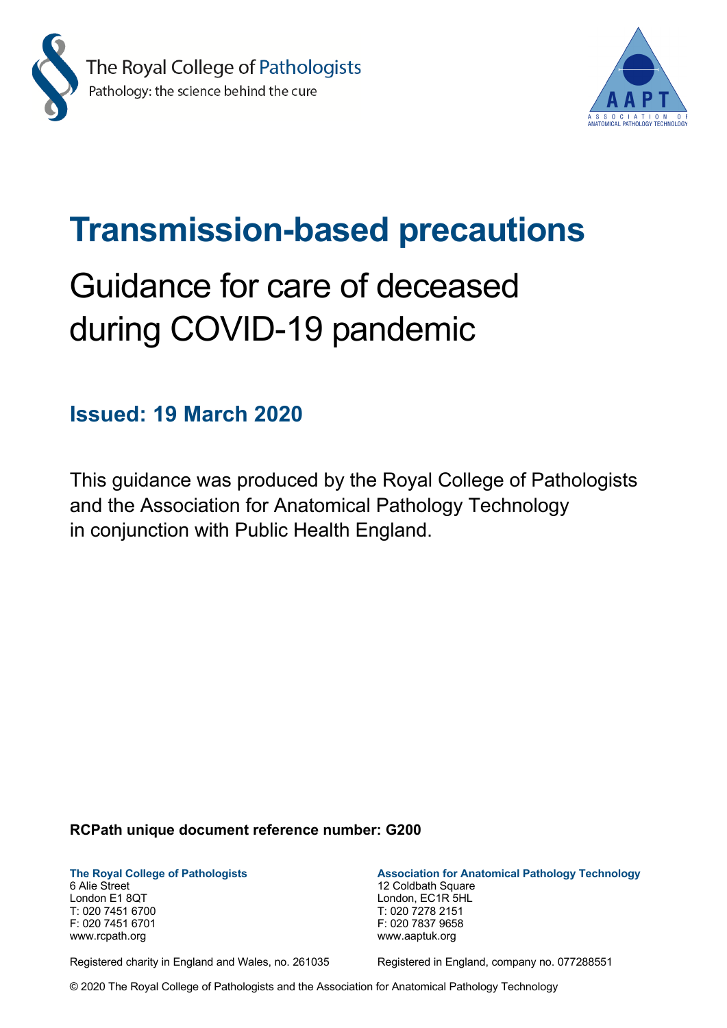The Royal College of Pathologists
Pathology: the science behind the cure

AAPT
ASSOCIATION OF ANATOMICAL PATHOLOGY TECHNOLOGY

# Transmission-based precautions

## Guidance for care of deceased during COVID-19 pandemic

### Issued: 19 March 2020

This guidance was produced by the Royal College of Pathologists and the Association for Anatomical Pathology Technology in conjunction with Public Health England.

**RCPath unique document reference number: G200**

**The Royal College of Pathologists**
6 Alie Street
London E1 8QT
T: 020 7451 6700
F: 020 7451 6701
www.rcpath.org

Registered charity in England and Wales, no. 261035

**Association for Anatomical Pathology Technology**
12 Coldbath Square
London, EC1R 5HL
T: 020 7278 2151
F: 020 7837 9658
www.aaptuk.org

Registered in England, company no. 077288551

© 2020 The Royal College of Pathologists and the Association for Anatomical Pathology Technology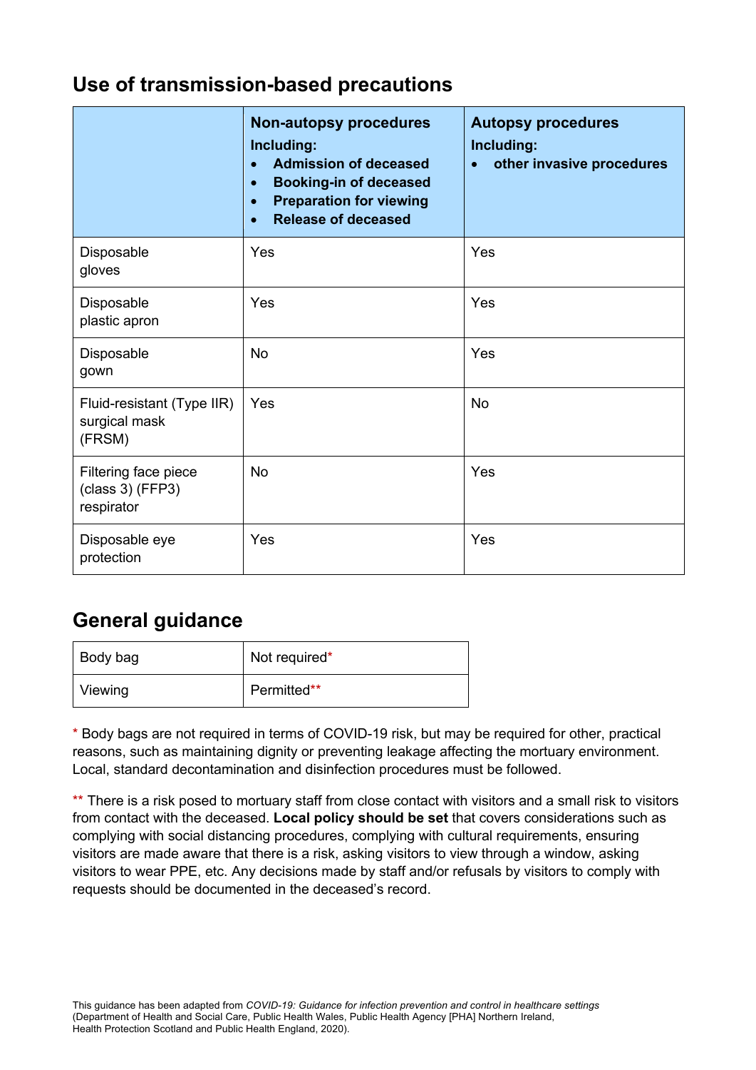## Use of transmission-based precautions

| | **Non-autopsy procedures**<br>**Including:**<br>• **Admission of deceased**<br>• **Booking-in of deceased**<br>• **Preparation for viewing**<br>• **Release of deceased** | **Autopsy procedures**<br>**Including:**<br>• **other invasive procedures** |
|---|---|---|
| Disposable gloves | Yes | Yes |
| Disposable plastic apron | Yes | Yes |
| Disposable gown | No | Yes |
| Fluid-resistant (Type IIR) surgical mask (FRSM) | Yes | No |
| Filtering face piece (class 3) (FFP3) respirator | No | Yes |
| Disposable eye protection | Yes | Yes |

## General guidance

| | |
|---|---|
| Body bag | Not required* |
| Viewing | Permitted** |

* Body bags are not required in terms of COVID-19 risk, but may be required for other, practical reasons, such as maintaining dignity or preventing leakage affecting the mortuary environment. Local, standard decontamination and disinfection procedures must be followed.

** There is a risk posed to mortuary staff from close contact with visitors and a small risk to visitors from contact with the deceased. **Local policy should be set** that covers considerations such as complying with social distancing procedures, complying with cultural requirements, ensuring visitors are made aware that there is a risk, asking visitors to view through a window, asking visitors to wear PPE, etc. Any decisions made by staff and/or refusals by visitors to comply with requests should be documented in the deceased's record.

This guidance has been adapted from *COVID-19: Guidance for infection prevention and control in healthcare settings* (Department of Health and Social Care, Public Health Wales, Public Health Agency [PHA] Northern Ireland, Health Protection Scotland and Public Health England, 2020).